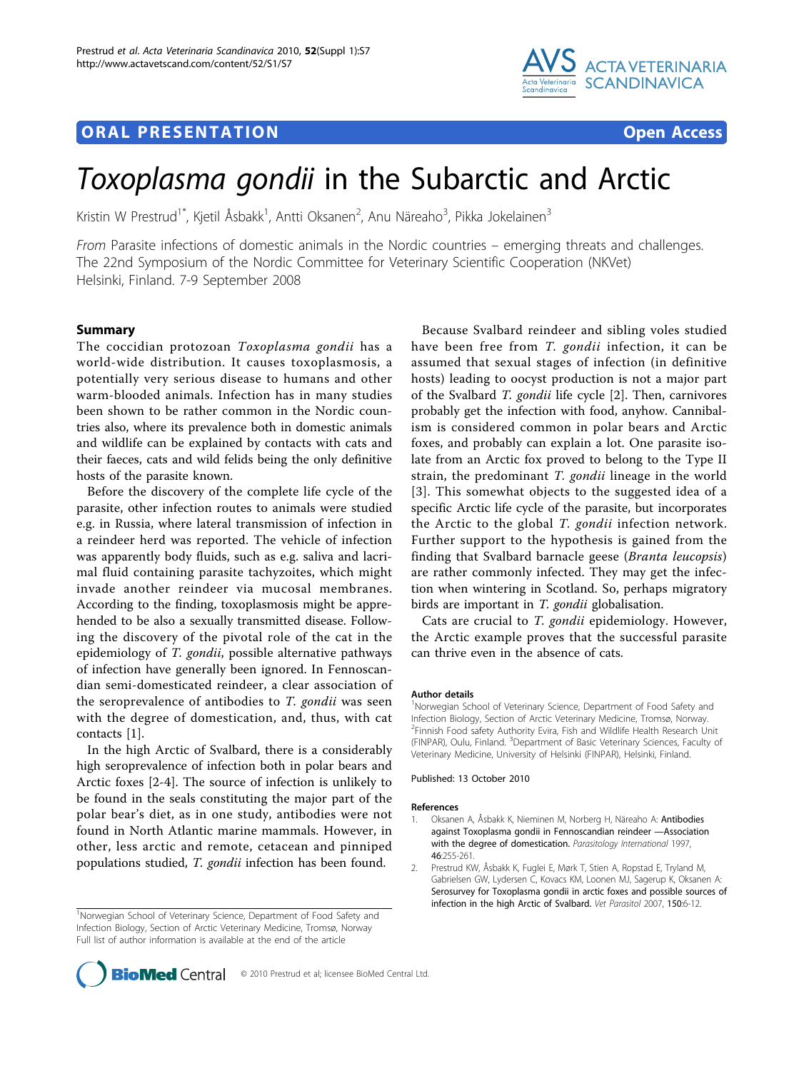ORAL PRESENTATION Open Access

# *Toxoplasma gondii* in the Subarctic and Arctic

Kristin W Prestrud[1*], Kjetil Åsbakk[1], Antti Oksanen[2], Anu Näreaho[3], Pikka Jokelainen[3]

*From* Parasite infections of domestic animals in the Nordic countries – emerging threats and challenges. The 22nd Symposium of the Nordic Committee for Veterinary Scientific Cooperation (NKVet) Helsinki, Finland. 7-9 September 2008

## Summary

The coccidian protozoan *Toxoplasma gondii* has a world-wide distribution. It causes toxoplasmosis, a potentially very serious disease to humans and other warm-blooded animals. Infection has in many studies been shown to be rather common in the Nordic countries also, where its prevalence both in domestic animals and wildlife can be explained by contacts with cats and their faeces, cats and wild felids being the only definitive hosts of the parasite known.

Before the discovery of the complete life cycle of the parasite, other infection routes to animals were studied e.g. in Russia, where lateral transmission of infection in a reindeer herd was reported. The vehicle of infection was apparently body fluids, such as e.g. saliva and lacrimal fluid containing parasite tachyzoites, which might invade another reindeer via mucosal membranes. According to the finding, toxoplasmosis might be apprehended to be also a sexually transmitted disease. Following the discovery of the pivotal role of the cat in the epidemiology of *T. gondii*, possible alternative pathways of infection have generally been ignored. In Fennoscandian semi-domesticated reindeer, a clear association of the seroprevalence of antibodies to *T. gondii* was seen with the degree of domestication, and, thus, with cat contacts [1].

In the high Arctic of Svalbard, there is a considerably high seroprevalence of infection both in polar bears and Arctic foxes [2-4]. The source of infection is unlikely to be found in the seals constituting the major part of the polar bear's diet, as in one study, antibodies were not found in North Atlantic marine mammals. However, in other, less arctic and remote, cetacean and pinniped populations studied, *T. gondii* infection has been found.

Because Svalbard reindeer and sibling voles studied have been free from *T. gondii* infection, it can be assumed that sexual stages of infection (in definitive hosts) leading to oocyst production is not a major part of the Svalbard *T. gondii* life cycle [2]. Then, carnivores probably get the infection with food, anyhow. Cannibalism is considered common in polar bears and Arctic foxes, and probably can explain a lot. One parasite isolate from an Arctic fox proved to belong to the Type II strain, the predominant *T. gondii* lineage in the world [3]. This somewhat objects to the suggested idea of a specific Arctic life cycle of the parasite, but incorporates the Arctic to the global *T. gondii* infection network. Further support to the hypothesis is gained from the finding that Svalbard barnacle geese (*Branta leucopsis*) are rather commonly infected. They may get the infection when wintering in Scotland. So, perhaps migratory birds are important in *T. gondii* globalisation.

Cats are crucial to *T. gondii* epidemiology. However, the Arctic example proves that the successful parasite can thrive even in the absence of cats.

#### Author details

[1]Norwegian School of Veterinary Science, Department of Food Safety and Infection Biology, Section of Arctic Veterinary Medicine, Tromsø, Norway. [2]Finnish Food safety Authority Evira, Fish and Wildlife Health Research Unit (FINPAR), Oulu, Finland. [3]Department of Basic Veterinary Sciences, Faculty of Veterinary Medicine, University of Helsinki (FINPAR), Helsinki, Finland.

Published: 13 October 2010

#### References

1. Oksanen A, Åsbakk K, Nieminen M, Norberg H, Näreaho A: **Antibodies against Toxoplasma gondii in Fennoscandian reindeer —Association with the degree of domestication.** *Parasitology International* 1997, **46**:255-261.
2. Prestrud KW, Åsbakk K, Fuglei E, Mørk T, Stien A, Ropstad E, Tryland M, Gabrielsen GW, Lydersen C, Kovacs KM, Loonen MJ, Sagerup K, Oksanen A: **Serosurvey for Toxoplasma gondii in arctic foxes and possible sources of infection in the high Arctic of Svalbard.** *Vet Parasitol* 2007, **150**:6-12.

[1]Norwegian School of Veterinary Science, Department of Food Safety and Infection Biology, Section of Arctic Veterinary Medicine, Tromsø, Norway
Full list of author information is available at the end of the article

© 2010 Prestrud et al; licensee BioMed Central Ltd.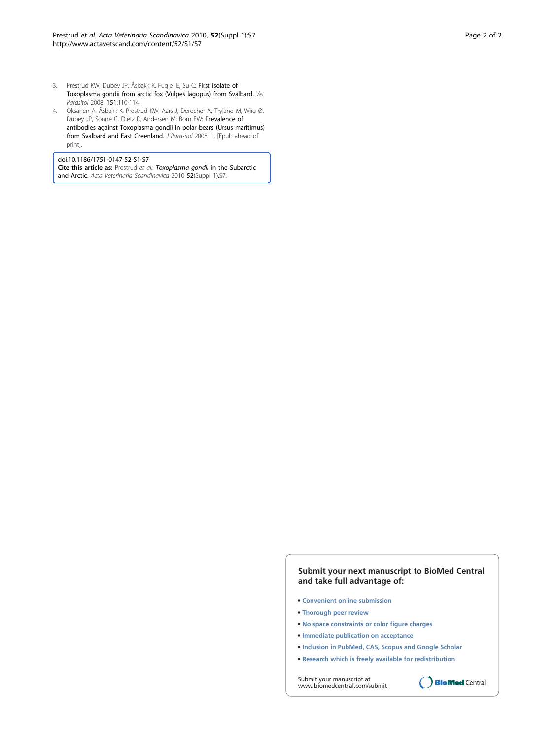3. Prestrud KW, Dubey JP, Åsbakk K, Fuglei E, Su C: **First isolate of Toxoplasma gondii from arctic fox (Vulpes lagopus) from Svalbard.** *Vet Parasitol* 2008, **151**:110-114.
4. Oksanen A, Åsbakk K, Prestrud KW, Aars J, Derocher A, Tryland M, Wiig Ø, Dubey JP, Sonne C, Dietz R, Andersen M, Born EW: **Prevalence of antibodies against Toxoplasma gondii in polar bears (Ursus maritimus) from Svalbard and East Greenland.** *J Parasitol* 2008, 1, [Epub ahead of print].

doi:10.1186/1751-0147-52-S1-S7
**Cite this article as:** Prestrud *et al.*: *Toxoplasma gondii* in the Subarctic and Arctic. *Acta Veterinaria Scandinavica* 2010 **52**(Suppl 1):S7.

**Submit your next manuscript to BioMed Central and take full advantage of:**

- **Convenient online submission**
- **Thorough peer review**
- **No space constraints or color figure charges**
- **Immediate publication on acceptance**
- **Inclusion in PubMed, CAS, Scopus and Google Scholar**
- **Research which is freely available for redistribution**

Submit your manuscript at
www.biomedcentral.com/submit

BioMed Central